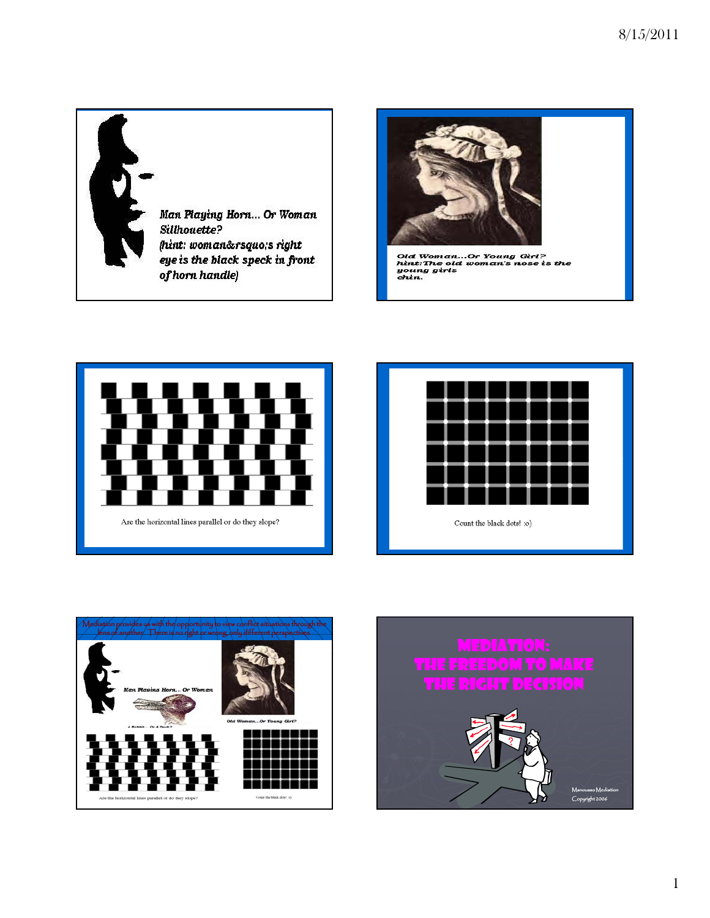Man Playing Horn... Or Woman Silhouette?
(hint: woman&rsquo;s right eye is the black speck in front of horn handle)

Old Woman...Or Young Girl?
hint:The old woman's nose is the young girls chin.

Are the horizontal lines parallel or do they slope?

Count the black dots! :o)

Mediation provides us with the opportunity to view conflict situations through the lens of another. There is no right or wrong, only different perspectives.

Man Playing Horn... Or Woman

A Rabbit... Or A Duck?

Old Woman...Or Young Girl?

Are the horizontal lines parallel or do they slope?

Count the black dots! :o)

# MEDIATION: THE FREEDOM TO MAKE THE RIGHT DECISION

Manousso Mediation
Copyright 2006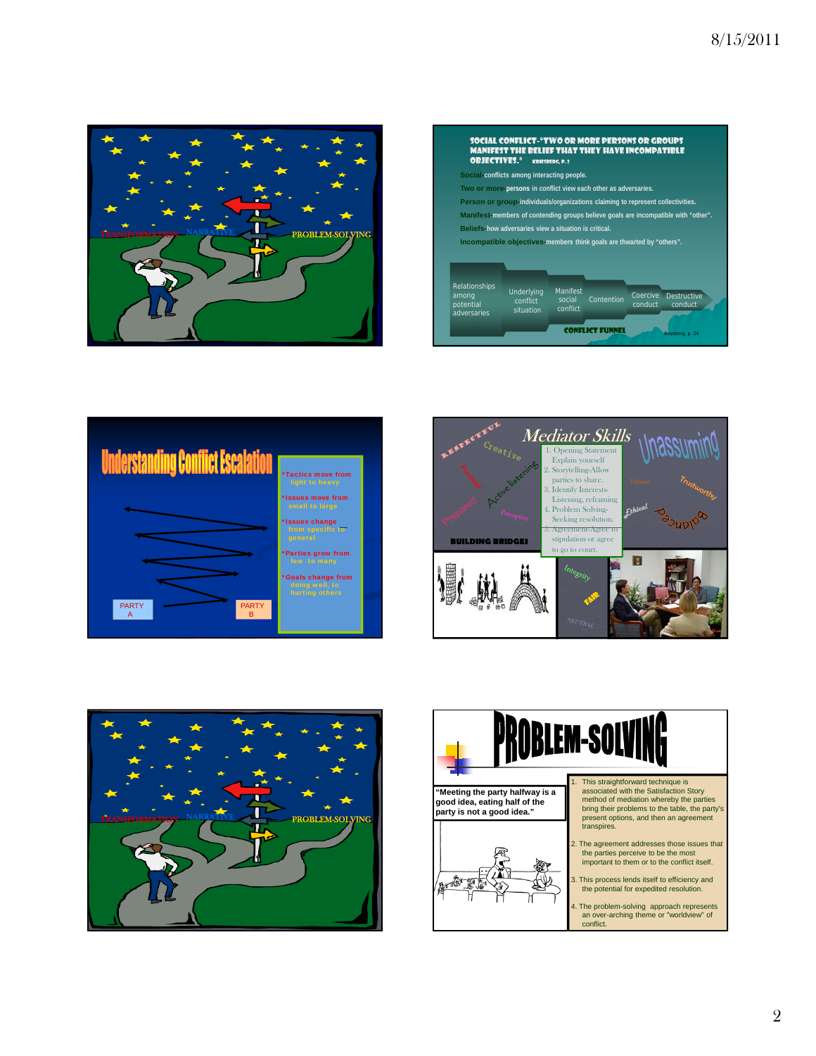TRANSFORMATION NARRATIVE PROBLEM-SOLVING

**SOCIAL CONFLICT-"TWO OR MORE PERSONS OR GROUPS MANIFEST THE BELIEF THAT THEY HAVE INCOMPATIBLE OBJECTIVES."** KRIESBERG, P. 2

Social-conflicts among interacting people.

Two or more-persons in conflict view each other as adversaries.

Person or group-individuals/organizations claiming to represent collectivities.

Manifest-members of contending groups believe goals are incompatible with "other".

Beliefs-how adversaries view a situation is critical.

Incompatible objectives-members think goals are thwarted by "others".

Relationships among potential adversaries → Underlying conflict situation → Manifest social conflict → Contention → Coercive conduct → Destructive conduct

CONFLICT FUNNEL

Kriesberg, p. 24

# Understanding Conflict Escalation

- *Tactics move from light to heavy
- *Issues move from small to large
- *Issues change from specific to general
- *Parties grow from few to many
- *Goals change from doing well, to hurting others

PARTY A

PARTY B

# Mediator Skills

RESPECTFUL Creative Focused Active listening Prepared Perceptive Unassuming Patient Trustworthy Ethical Balanced Integrity FAIR NEUTRAL

1. Opening Statement Explain yourself
2. Storytelling-Allow parties to share.
3. Identify Interests-Listening, reframing
4. Problem Solving-Seeking resolution.
5. Agreement-Agree to stipulation or agree to go to court.

BUILDING BRIDGES

TRANSFORMATION NARRATIVE PROBLEM-SOLVING

# PROBLEM-SOLVING

"Meeting the party halfway is a good idea, eating half of the party is not a good idea."

1. This straightforward technique is associated with the Satisfaction Story method of mediation whereby the parties bring their problems to the table, the party's present options, and then an agreement transpires.
2. The agreement addresses those issues that the parties perceive to be the most important to them or to the conflict itself.
3. This process lends itself to efficiency and the potential for expedited resolution.
4. The problem-solving approach represents an over-arching theme or "worldview" of conflict.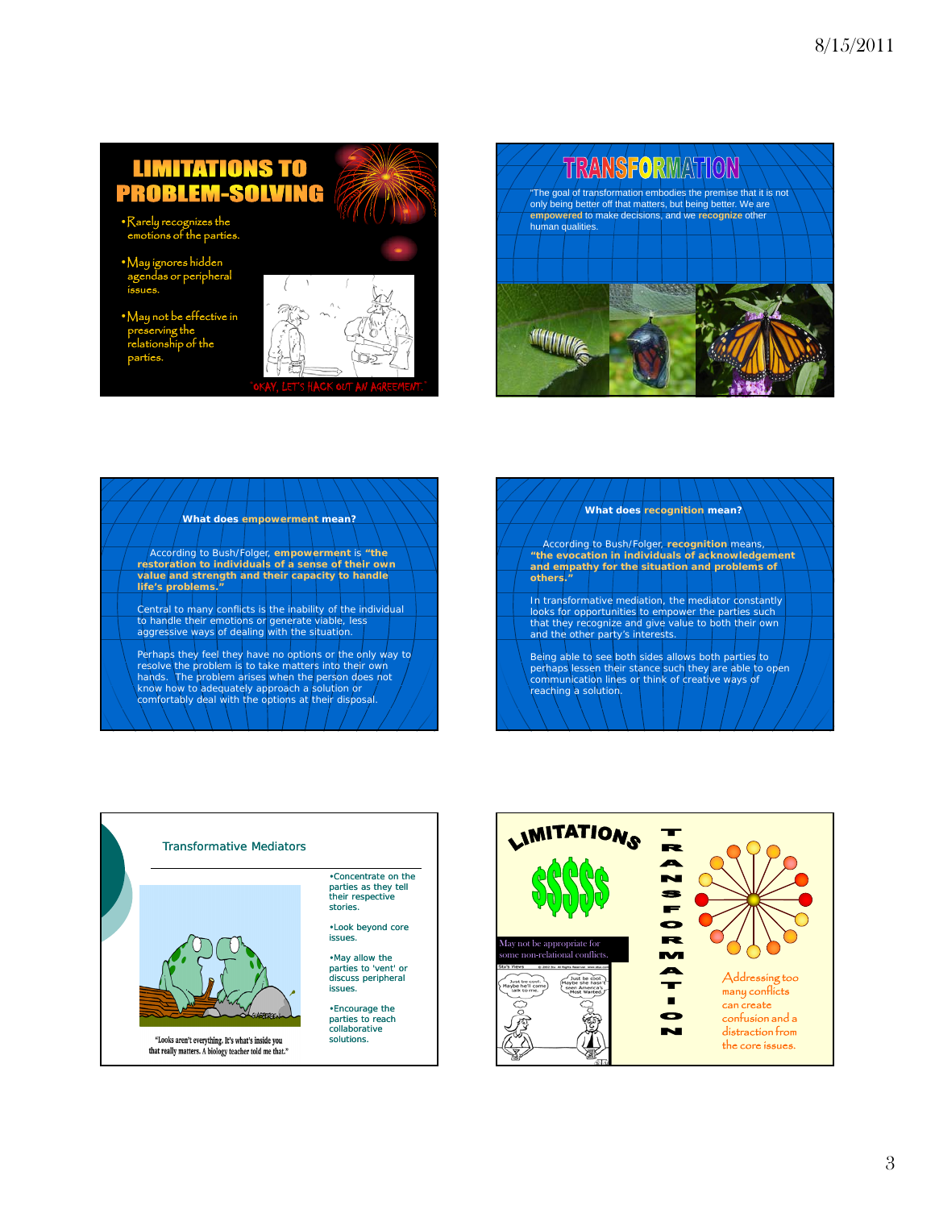## LIMITATIONS TO PROBLEM-SOLVING

- Rarely recognizes the emotions of the parties.
- May ignores hidden agendas or peripheral issues.
- May not be effective in preserving the relationship of the parties.

"OKAY, LET'S HACK OUT AN AGREEMENT."

## TRANSFORMATION

"The goal of transformation embodies the premise that it is not only being better off that matters, but being better. We are **empowered** to make decisions, and we **recognize** other human qualities.

### What does empowerment mean?

According to Bush/Folger, **empowerment** is **"the restoration to individuals of a sense of their own value and strength and their capacity to handle life's problems."**

Central to many conflicts is the inability of the individual to handle their emotions or generate viable, less aggressive ways of dealing with the situation.

Perhaps they feel they have no options or the only way to resolve the problem is to take matters into their own hands. The problem arises when the person does not know how to adequately approach a solution or comfortably deal with the options at their disposal.

### What does recognition mean?

According to Bush/Folger, **recognition** means, **"the evocation in individuals of acknowledgement and empathy for the situation and problems of others."**

In transformative mediation, the mediator constantly looks for opportunities to empower the parties such that they recognize and give value to both their own and the other party's interests.

Being able to see both sides allows both parties to perhaps lessen their stance such they are able to open communication lines or think of creative ways of reaching a solution.

### Transformative Mediators

- Concentrate on the parties as they tell their respective stories.
- Look beyond core issues.
- May allow the parties to 'vent' or discuss peripheral issues.
- Encourage the parties to reach collaborative solutions.

"Looks aren't everything. It's what's inside you that really matters. A biology teacher told me that."

## LIMITATIONS

## TRANSFORMATION

$$$$

May not be appropriate for some non-relational conflicts.

Addressing too many conflicts can create confusion and a distraction from the core issues.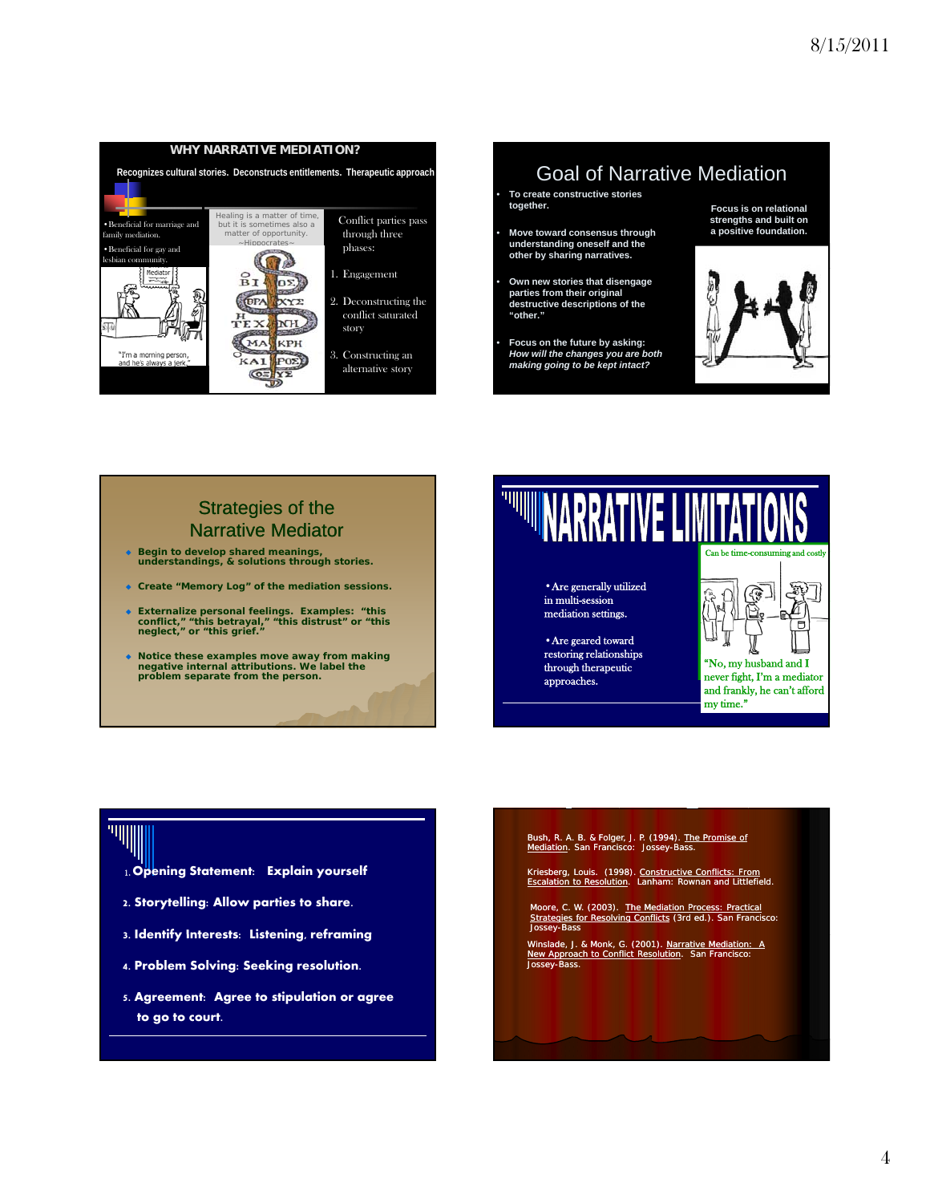## WHY NARRATIVE MEDIATION?

Recognizes cultural stories. Deconstructs entitlements. Therapeutic approach

- Beneficial for marriage and family mediation.
- Beneficial for gay and lesbian community.

"I'm a morning person, and he's always a jerk."

Healing is a matter of time, but it is sometimes also a matter of opportunity.
~Hippocrates~

Conflict parties pass through three phases:

1. Engagement
2. Deconstructing the conflict saturated story
3. Constructing an alternative story

## Goal of Narrative Mediation

- To create constructive stories together.
- Move toward consensus through understanding oneself and the other by sharing narratives.
- Own new stories that disengage parties from their original destructive descriptions of the "other."
- Focus on the future by asking: *How will the changes you are both making going to be kept intact?*

Focus is on relational strengths and built on a positive foundation.

## Strategies of the Narrative Mediator

- Begin to develop shared meanings, understandings, & solutions through stories.
- Create "Memory Log" of the mediation sessions.
- Externalize personal feelings. Examples: "this conflict," "this betrayal," "this distrust" or "this neglect," or "this grief."
- Notice these examples move away from making negative internal attributions. We label the problem separate from the person.

## NARRATIVE LIMITATIONS

Can be time-consuming and costly

- Are generally utilized in multi-session mediation settings.
- Are geared toward restoring relationships through therapeutic approaches.

"No, my husband and I never fight, I'm a mediator and frankly, he can't afford my time."

1. **Opening Statement: Explain yourself**
2. **Storytelling: Allow parties to share.**
3. **Identify Interests: Listening, reframing**
4. **Problem Solving: Seeking resolution.**
5. **Agreement: Agree to stipulation or agree to go to court.**

Bush, R. A. B. & Folger, J. P. (1994). The Promise of Mediation. San Francisco: Jossey-Bass.

Kriesberg, Louis. (1998). Constructive Conflicts: From Escalation to Resolution. Lanham: Rownan and Littlefield.

Moore, C. W. (2003). The Mediation Process: Practical Strategies for Resolving Conflicts (3rd ed.). San Francisco: Jossey-Bass

Winslade, J. & Monk, G. (2001). Narrative Mediation: A New Approach to Conflict Resolution. San Francisco: Jossey-Bass.